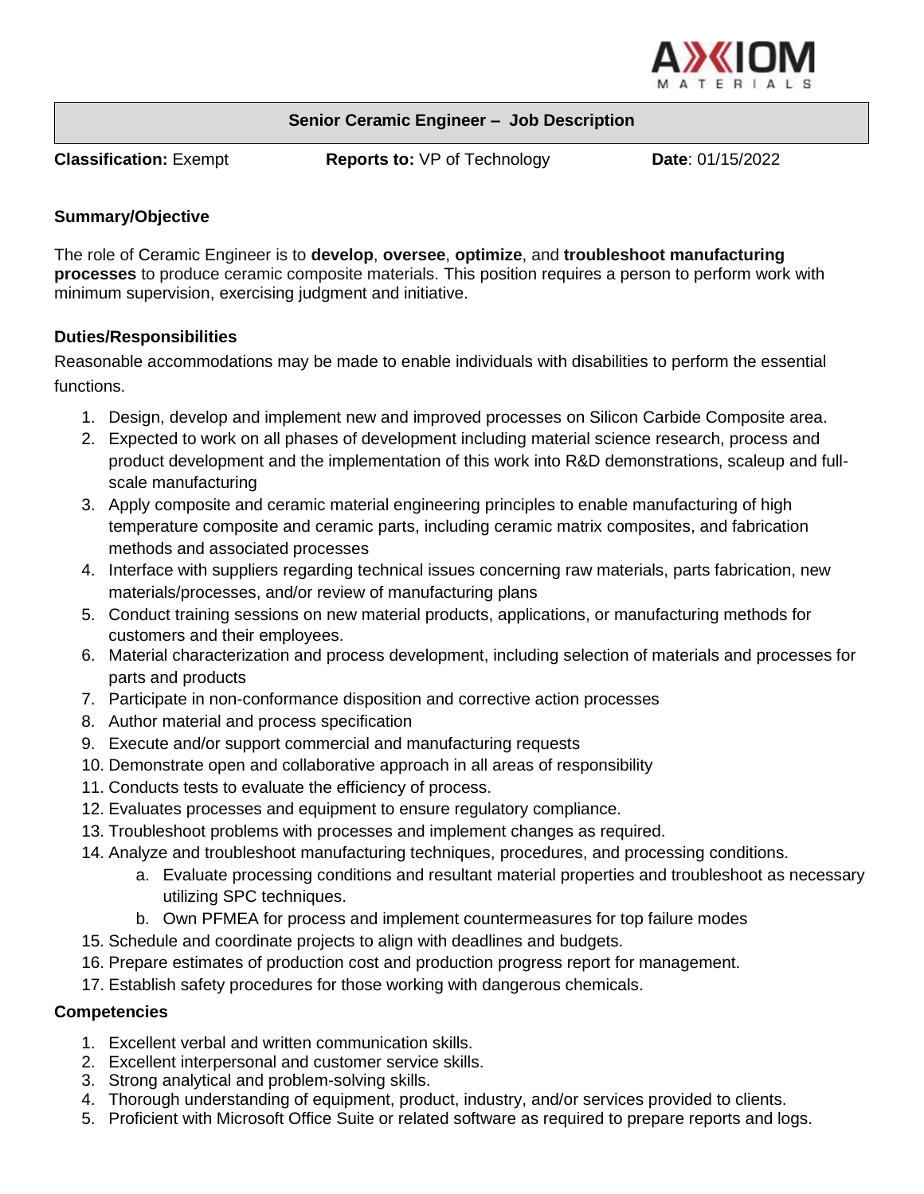AXIOM MATERIALS

# Senior Ceramic Engineer – Job Description

**Classification:** Exempt **Reports to:** VP of Technology **Date**: 01/15/2022

## Summary/Objective

The role of Ceramic Engineer is to **develop**, **oversee**, **optimize**, and **troubleshoot manufacturing processes** to produce ceramic composite materials. This position requires a person to perform work with minimum supervision, exercising judgment and initiative.

## Duties/Responsibilities

Reasonable accommodations may be made to enable individuals with disabilities to perform the essential functions.

1. Design, develop and implement new and improved processes on Silicon Carbide Composite area.
2. Expected to work on all phases of development including material science research, process and product development and the implementation of this work into R&D demonstrations, scaleup and full-scale manufacturing
3. Apply composite and ceramic material engineering principles to enable manufacturing of high temperature composite and ceramic parts, including ceramic matrix composites, and fabrication methods and associated processes
4. Interface with suppliers regarding technical issues concerning raw materials, parts fabrication, new materials/processes, and/or review of manufacturing plans
5. Conduct training sessions on new material products, applications, or manufacturing methods for customers and their employees.
6. Material characterization and process development, including selection of materials and processes for parts and products
7. Participate in non-conformance disposition and corrective action processes
8. Author material and process specification
9. Execute and/or support commercial and manufacturing requests
10. Demonstrate open and collaborative approach in all areas of responsibility
11. Conducts tests to evaluate the efficiency of process.
12. Evaluates processes and equipment to ensure regulatory compliance.
13. Troubleshoot problems with processes and implement changes as required.
14. Analyze and troubleshoot manufacturing techniques, procedures, and processing conditions.
    a. Evaluate processing conditions and resultant material properties and troubleshoot as necessary utilizing SPC techniques.
    b. Own PFMEA for process and implement countermeasures for top failure modes
15. Schedule and coordinate projects to align with deadlines and budgets.
16. Prepare estimates of production cost and production progress report for management.
17. Establish safety procedures for those working with dangerous chemicals.

## Competencies

1. Excellent verbal and written communication skills.
2. Excellent interpersonal and customer service skills.
3. Strong analytical and problem-solving skills.
4. Thorough understanding of equipment, product, industry, and/or services provided to clients.
5. Proficient with Microsoft Office Suite or related software as required to prepare reports and logs.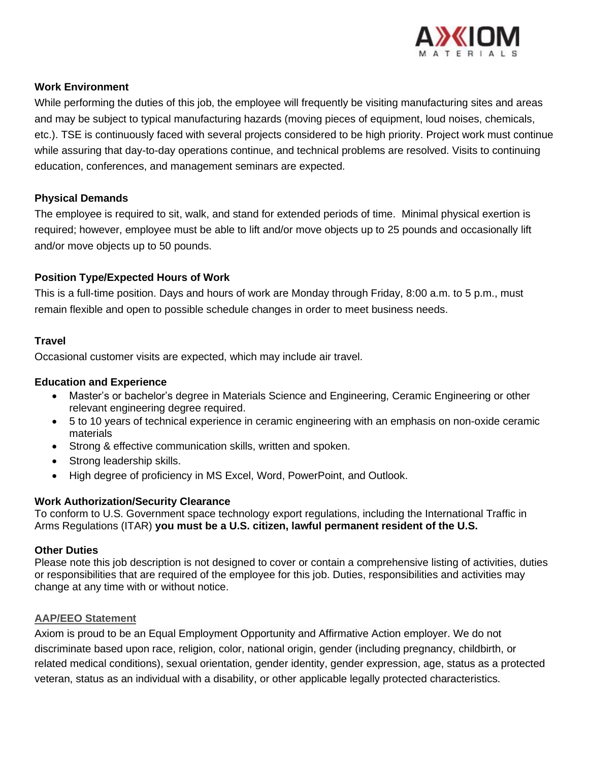### Work Environment

While performing the duties of this job, the employee will frequently be visiting manufacturing sites and areas and may be subject to typical manufacturing hazards (moving pieces of equipment, loud noises, chemicals, etc.). TSE is continuously faced with several projects considered to be high priority. Project work must continue while assuring that day-to-day operations continue, and technical problems are resolved. Visits to continuing education, conferences, and management seminars are expected.

### Physical Demands

The employee is required to sit, walk, and stand for extended periods of time. Minimal physical exertion is required; however, employee must be able to lift and/or move objects up to 25 pounds and occasionally lift and/or move objects up to 50 pounds.

### Position Type/Expected Hours of Work

This is a full-time position. Days and hours of work are Monday through Friday, 8:00 a.m. to 5 p.m., must remain flexible and open to possible schedule changes in order to meet business needs.

### Travel

Occasional customer visits are expected, which may include air travel.

### Education and Experience

- Master's or bachelor's degree in Materials Science and Engineering, Ceramic Engineering or other relevant engineering degree required.
- 5 to 10 years of technical experience in ceramic engineering with an emphasis on non-oxide ceramic materials
- Strong & effective communication skills, written and spoken.
- Strong leadership skills.
- High degree of proficiency in MS Excel, Word, PowerPoint, and Outlook.

### Work Authorization/Security Clearance

To conform to U.S. Government space technology export regulations, including the International Traffic in Arms Regulations (ITAR) **you must be a U.S. citizen, lawful permanent resident of the U.S.**

### Other Duties

Please note this job description is not designed to cover or contain a comprehensive listing of activities, duties or responsibilities that are required of the employee for this job. Duties, responsibilities and activities may change at any time with or without notice.

### AAP/EEO Statement

Axiom is proud to be an Equal Employment Opportunity and Affirmative Action employer. We do not discriminate based upon race, religion, color, national origin, gender (including pregnancy, childbirth, or related medical conditions), sexual orientation, gender identity, gender expression, age, status as a protected veteran, status as an individual with a disability, or other applicable legally protected characteristics.